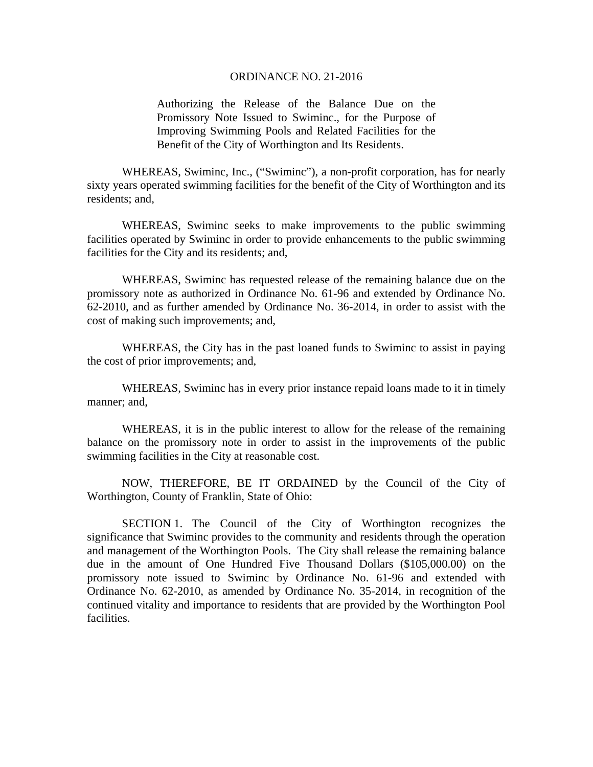# ORDINANCE NO. 21-2016

Authorizing the Release of the Balance Due on the Promissory Note Issued to Swiminc., for the Purpose of Improving Swimming Pools and Related Facilities for the Benefit of the City of Worthington and Its Residents.

WHEREAS, Swiminc, Inc., ("Swiminc"), a non-profit corporation, has for nearly sixty years operated swimming facilities for the benefit of the City of Worthington and its residents; and,

WHEREAS, Swiminc seeks to make improvements to the public swimming facilities operated by Swiminc in order to provide enhancements to the public swimming facilities for the City and its residents; and,

WHEREAS, Swiminc has requested release of the remaining balance due on the promissory note as authorized in Ordinance No. 61-96 and extended by Ordinance No. 62-2010, and as further amended by Ordinance No. 36-2014, in order to assist with the cost of making such improvements; and,

WHEREAS, the City has in the past loaned funds to Swiminc to assist in paying the cost of prior improvements; and,

WHEREAS, Swiminc has in every prior instance repaid loans made to it in timely manner; and,

WHEREAS, it is in the public interest to allow for the release of the remaining balance on the promissory note in order to assist in the improvements of the public swimming facilities in the City at reasonable cost.

NOW, THEREFORE, BE IT ORDAINED by the Council of the City of Worthington, County of Franklin, State of Ohio:

SECTION 1. The Council of the City of Worthington recognizes the significance that Swiminc provides to the community and residents through the operation and management of the Worthington Pools. The City shall release the remaining balance due in the amount of One Hundred Five Thousand Dollars ($105,000.00) on the promissory note issued to Swiminc by Ordinance No. 61-96 and extended with Ordinance No. 62-2010, as amended by Ordinance No. 35-2014, in recognition of the continued vitality and importance to residents that are provided by the Worthington Pool facilities.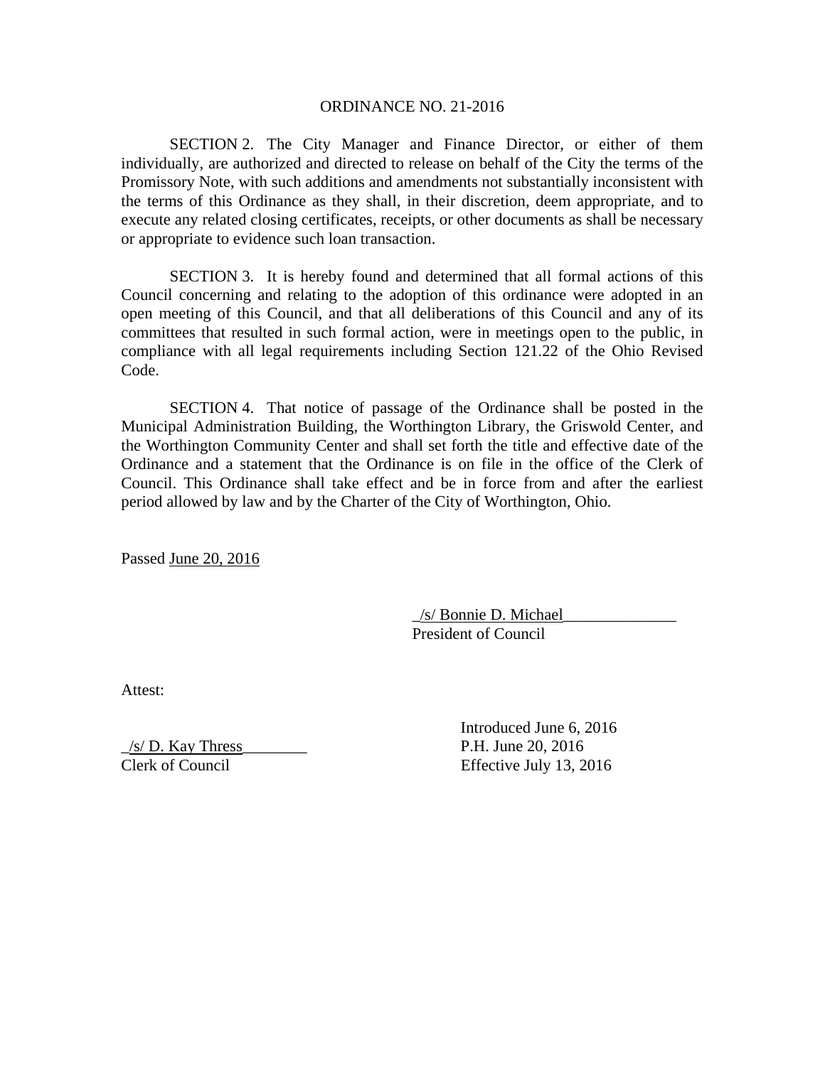ORDINANCE NO. 21-2016

SECTION 2. The City Manager and Finance Director, or either of them individually, are authorized and directed to release on behalf of the City the terms of the Promissory Note, with such additions and amendments not substantially inconsistent with the terms of this Ordinance as they shall, in their discretion, deem appropriate, and to execute any related closing certificates, receipts, or other documents as shall be necessary or appropriate to evidence such loan transaction.

SECTION 3. It is hereby found and determined that all formal actions of this Council concerning and relating to the adoption of this ordinance were adopted in an open meeting of this Council, and that all deliberations of this Council and any of its committees that resulted in such formal action, were in meetings open to the public, in compliance with all legal requirements including Section 121.22 of the Ohio Revised Code.

SECTION 4. That notice of passage of the Ordinance shall be posted in the Municipal Administration Building, the Worthington Library, the Griswold Center, and the Worthington Community Center and shall set forth the title and effective date of the Ordinance and a statement that the Ordinance is on file in the office of the Clerk of Council. This Ordinance shall take effect and be in force from and after the earliest period allowed by law and by the Charter of the City of Worthington, Ohio.

Passed June 20, 2016

_/s/ Bonnie D. Michael______________
President of Council

Attest:

_/s/ D. Kay Thress________
Clerk of Council

Introduced June 6, 2016
P.H. June 20, 2016
Effective July 13, 2016